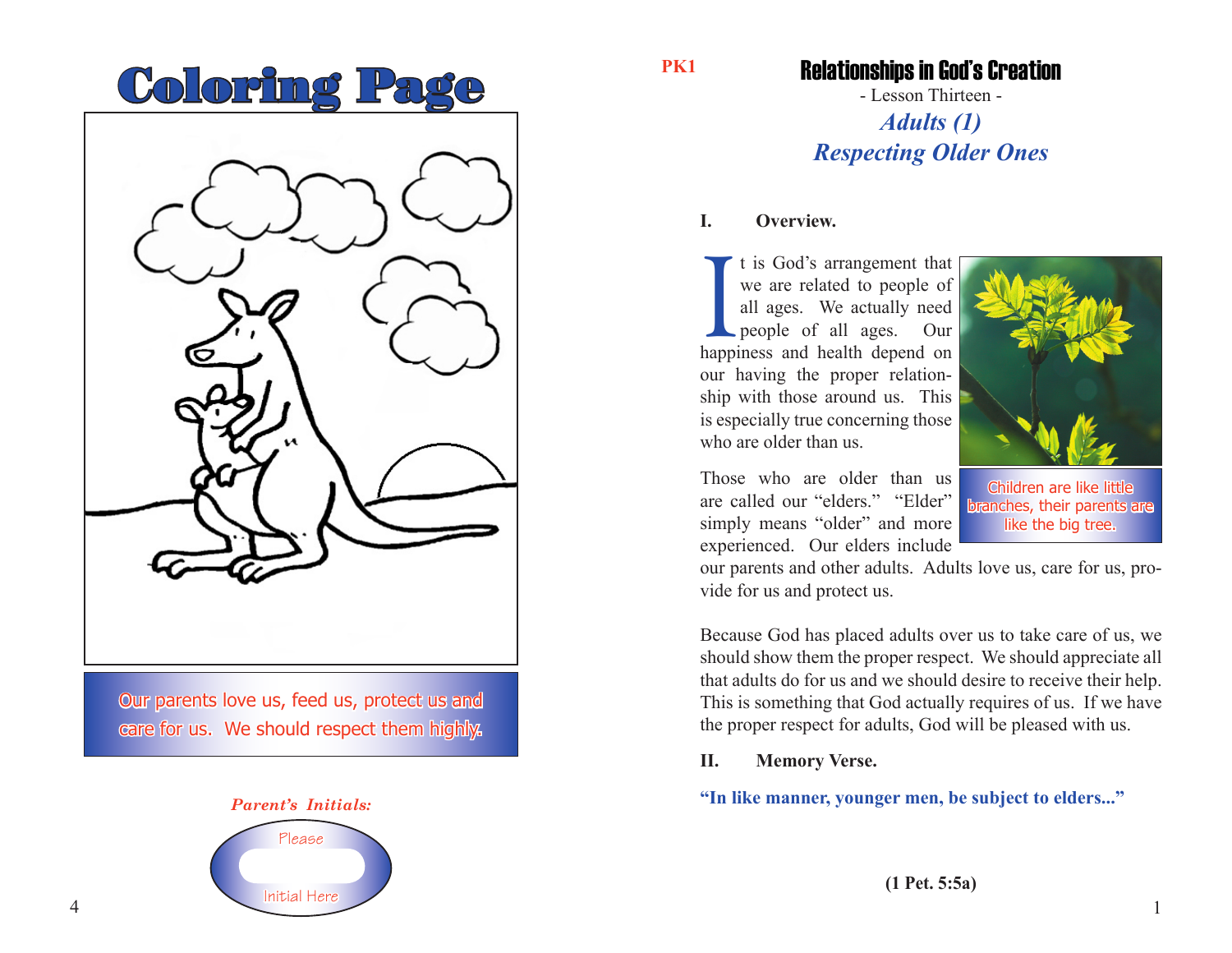# Coloring Page

Our parents love us, feed us, protect us and care for us. We should respect them highly.

*Parent's Initials:*

Please Initial Here

PK1

# Relationships in God's Creation

- Lesson Thirteen -

## *Adults (1)*
## *Respecting Older Ones*

**I. Overview.**

It is God's arrangement that we are related to people of all ages. We actually need people of all ages. Our happiness and health depend on our having the proper relationship with those around us. This is especially true concerning those who are older than us.

Children are like little branches, their parents are like the big tree.

Those who are older than us are called our "elders." "Elder" simply means "older" and more experienced. Our elders include our parents and other adults. Adults love us, care for us, provide for us and protect us.

Because God has placed adults over us to take care of us, we should show them the proper respect. We should appreciate all that adults do for us and we should desire to receive their help. This is something that God actually requires of us. If we have the proper respect for adults, God will be pleased with us.

**II. Memory Verse.**

**"In like manner, younger men, be subject to elders..."**

**(1 Pet. 5:5a)**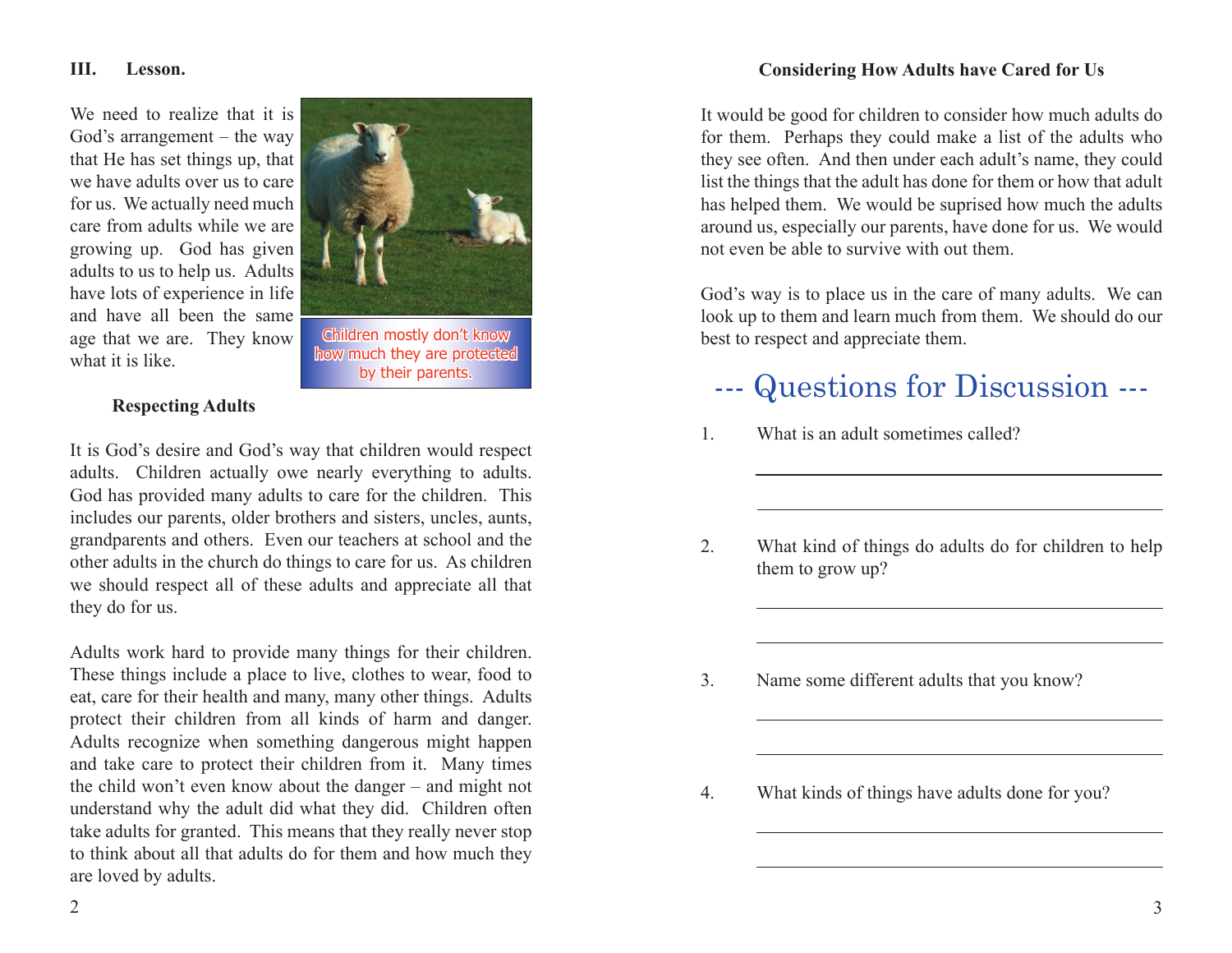## III. Lesson.

We need to realize that it is God's arrangement – the way that He has set things up, that we have adults over us to care for us. We actually need much care from adults while we are growing up. God has given adults to us to help us. Adults have lots of experience in life and have all been the same age that we are. They know what it is like.

Children mostly don't know how much they are protected by their parents.

### Respecting Adults

It is God's desire and God's way that children would respect adults. Children actually owe nearly everything to adults. God has provided many adults to care for the children. This includes our parents, older brothers and sisters, uncles, aunts, grandparents and others. Even our teachers at school and the other adults in the church do things to care for us. As children we should respect all of these adults and appreciate all that they do for us.

Adults work hard to provide many things for their children. These things include a place to live, clothes to wear, food to eat, care for their health and many, many other things. Adults protect their children from all kinds of harm and danger. Adults recognize when something dangerous might happen and take care to protect their children from it. Many times the child won't even know about the danger – and might not understand why the adult did what they did. Children often take adults for granted. This means that they really never stop to think about all that adults do for them and how much they are loved by adults.

### Considering How Adults have Cared for Us

It would be good for children to consider how much adults do for them. Perhaps they could make a list of the adults who they see often. And then under each adult's name, they could list the things that the adult has done for them or how that adult has helped them. We would be suprised how much the adults around us, especially our parents, have done for us. We would not even be able to survive with out them.

God's way is to place us in the care of many adults. We can look up to them and learn much from them. We should do our best to respect and appreciate them.

## --- Questions for Discussion ---

1. What is an adult sometimes called?

___________________________________

___________________________________

2. What kind of things do adults do for children to help them to grow up?

___________________________________

___________________________________

3. Name some different adults that you know?

___________________________________

___________________________________

4. What kinds of things have adults done for you?

___________________________________

___________________________________